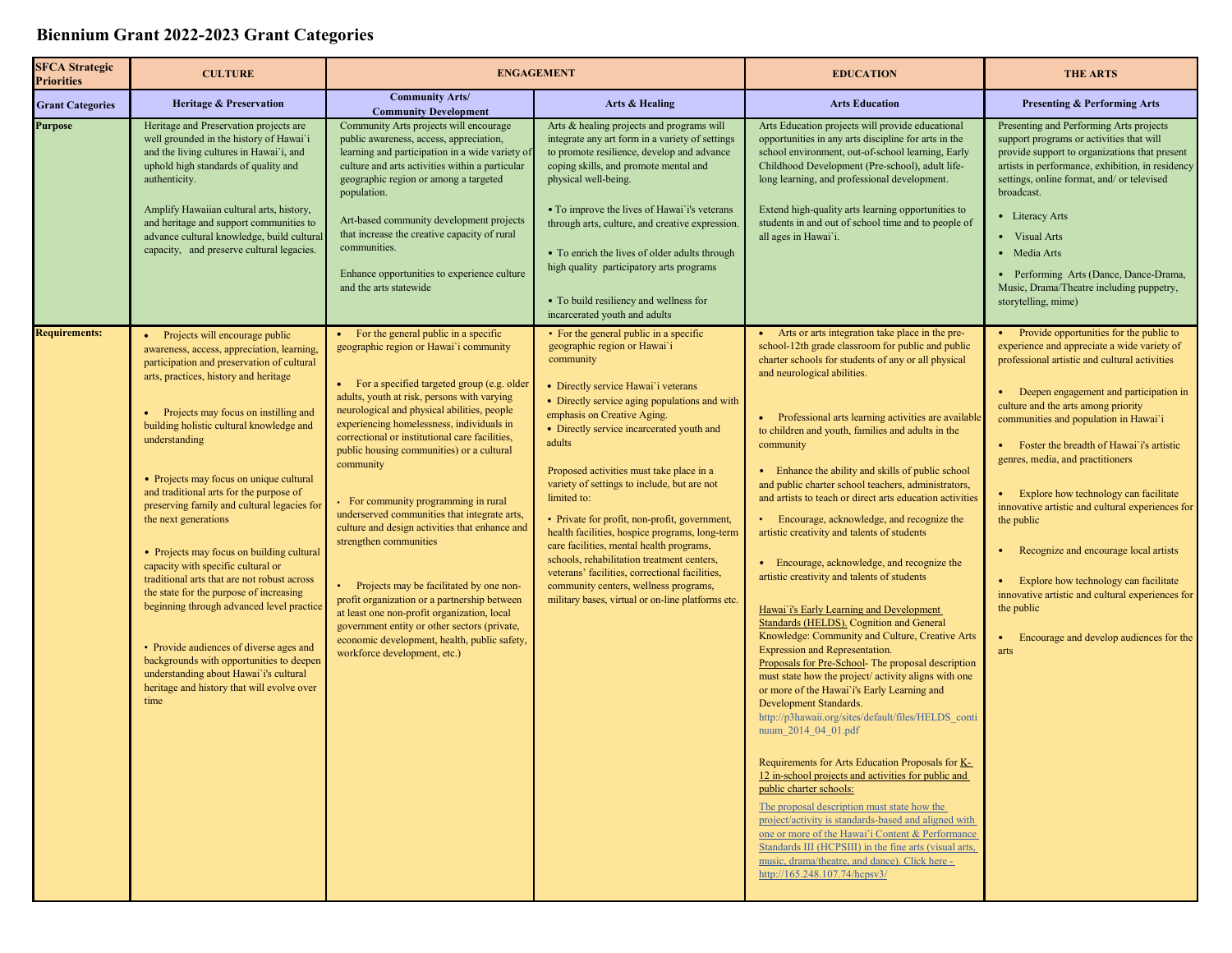# Biennium Grant 2022-2023 Grant Categories

| **SFCA Strategic Priorities** | **CULTURE** | **ENGAGEMENT** | | **EDUCATION** | **THE ARTS** |
|---|---|---|---|---|---|
| **Grant Categories** | **Heritage & Preservation** | **Community Arts/ Community Development** | **Arts & Healing** | **Arts Education** | **Presenting & Performing Arts** |
| **Purpose** | Heritage and Preservation projects are well grounded in the history of Hawai`i and the living cultures in Hawai`i, and uphold high standards of quality and authenticity.<br><br>Amplify Hawaiian cultural arts, history, and heritage and support communities to advance cultural knowledge, build cultural capacity, and preserve cultural legacies. | Community Arts projects will encourage public awareness, access, appreciation, learning and participation in a wide variety of culture and arts activities within a particular geographic region or among a targeted population.<br><br>Art-based community development projects that increase the creative capacity of rural communities.<br><br>Enhance opportunities to experience culture and the arts statewide | Arts & healing projects and programs will integrate any art form in a variety of settings to promote resilience, develop and advance coping skills, and promote mental and physical well-being.<br><br>• To improve the lives of Hawai`i's veterans through arts, culture, and creative expression.<br><br>• To enrich the lives of older adults through high quality participatory arts programs<br><br>• To build resiliency and wellness for incarcerated youth and adults | Arts Education projects will provide educational opportunities in any arts discipline for arts in the school environment, out-of-school learning, Early Childhood Development (Pre-school), adult life-long learning, and professional development.<br><br>Extend high-quality arts learning opportunities to students in and out of school time and to people of all ages in Hawai`i. | Presenting and Performing Arts projects support programs or activities that will provide support to organizations that present artists in performance, exhibition, in residency settings, online format, and/ or televised broadcast.<br><br>• Literacy Arts<br>• Visual Arts<br>• Media Arts<br>• Performing Arts (Dance, Dance-Drama, Music, Drama/Theatre including puppetry, storytelling, mime) |
| **Requirements:** | • Projects will encourage public awareness, access, appreciation, learning, participation and preservation of cultural arts, practices, history and heritage<br><br>• Projects may focus on instilling and building holistic cultural knowledge and understanding<br><br>• Projects may focus on unique cultural and traditional arts for the purpose of preserving family and cultural legacies for the next generations<br><br>• Projects may focus on building cultural capacity with specific cultural or traditional arts that are not robust across the state for the purpose of increasing beginning through advanced level practice<br><br>• Provide audiences of diverse ages and backgrounds with opportunities to deepen understanding about Hawai`i's cultural heritage and history that will evolve over time | • For the general public in a specific geographic region or Hawai`i community<br><br>• For a specified targeted group (e.g. older adults, youth at risk, persons with varying neurological and physical abilities, people experiencing homelessness, individuals in correctional or institutional care facilities, public housing communities) or a cultural community<br><br>• For community programming in rural underserved communities that integrate arts, culture and design activities that enhance and strengthen communities<br><br>• Projects may be facilitated by one non-profit organization or a partnership between at least one non-profit organization, local government entity or other sectors (private, economic development, health, public safety, workforce development, etc.) | • For the general public in a specific geographic region or Hawai`i community<br><br>• Directly service Hawai`i veterans<br>• Directly service aging populations and with emphasis on Creative Aging.<br>• Directly service incarcerated youth and adults<br><br>Proposed activities must take place in a variety of settings to include, but are not limited to:<br><br>• Private for profit, non-profit, government, health facilities, hospice programs, long-term care facilities, mental health programs, schools, rehabilitation treatment centers, veterans' facilities, correctional facilities, community centers, wellness programs, military bases, virtual or on-line platforms etc. | • Arts or arts integration take place in the pre-school-12th grade classroom for public and public charter schools for students of any or all physical and neurological abilities.<br><br>• Professional arts learning activities are available to children and youth, families and adults in the community<br><br>• Enhance the ability and skills of public school and public charter school teachers, administrators, and artists to teach or direct arts education activities<br><br>• Encourage, acknowledge, and recognize the artistic creativity and talents of students<br><br>• Encourage, acknowledge, and recognize the artistic creativity and talents of students<br><br>Hawai`i's Early Learning and Development Standards (HELDS). Cognition and General Knowledge: Community and Culture, Creative Arts Expression and Representation.<br>Proposals for Pre-School- The proposal description must state how the project/ activity aligns with one or more of the Hawai`i's Early Learning and Development Standards.<br>http://p3hawaii.org/sites/default/files/HELDS_continuum_2014_04_01.pdf<br><br>Requirements for Arts Education Proposals for K-12 in-school projects and activities for public and public charter schools:<br>The proposal description must state how the project/activity is standards-based and aligned with one or more of the Hawai`i Content & Performance Standards III (HCPSIII) in the fine arts (visual arts, music, drama/theatre, and dance). Click here - http://165.248.107.74/hcpsv3/ | • Provide opportunities for the public to experience and appreciate a wide variety of professional artistic and cultural activities<br><br>• Deepen engagement and participation in culture and the arts among priority communities and population in Hawai`i<br><br>• Foster the breadth of Hawai`i's artistic genres, media, and practitioners<br><br>• Explore how technology can facilitate innovative artistic and cultural experiences for the public<br><br>• Recognize and encourage local artists<br><br>• Explore how technology can facilitate innovative artistic and cultural experiences for the public<br><br>• Encourage and develop audiences for the arts |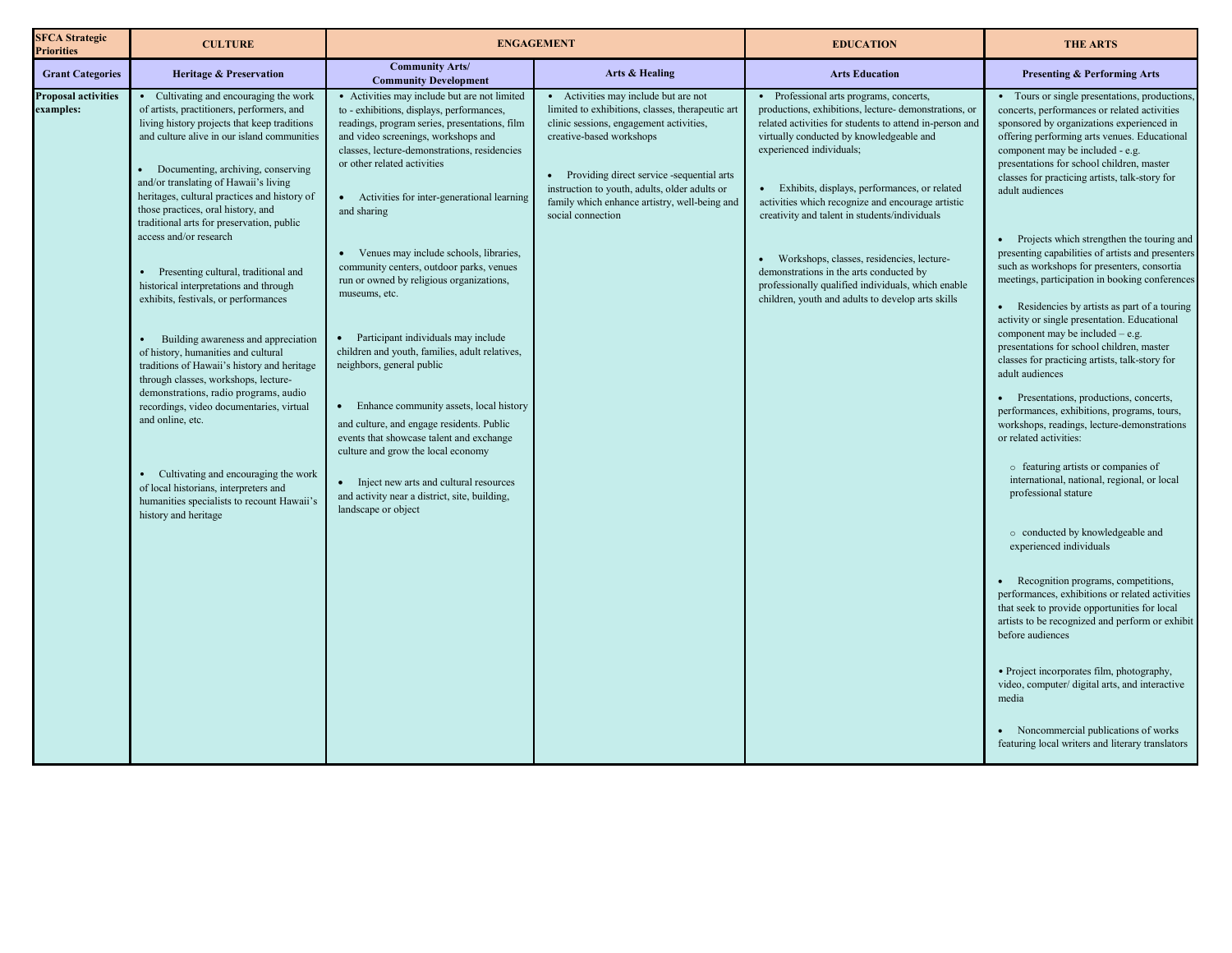| SFCA Strategic Priorities | CULTURE | ENGAGEMENT | | EDUCATION | THE ARTS |
|---|---|---|---|---|---|
| **Grant Categories** | **Heritage & Preservation** | **Community Arts/ Community Development** | **Arts & Healing** | **Arts Education** | **Presenting & Performing Arts** |
| **Proposal activities examples:** | • Cultivating and encouraging the work of artists, practitioners, performers, and living history projects that keep traditions and culture alive in our island communities<br><br>• Documenting, archiving, conserving and/or translating of Hawaii's living heritages, cultural practices and history of those practices, oral history, and traditional arts for preservation, public access and/or research<br><br>• Presenting cultural, traditional and historical interpretations and through exhibits, festivals, or performances<br><br>• Building awareness and appreciation of history, humanities and cultural traditions of Hawaii's history and heritage through classes, workshops, lecture-demonstrations, radio programs, audio recordings, video documentaries, virtual and online, etc.<br><br>• Cultivating and encouraging the work of local historians, interpreters and humanities specialists to recount Hawaii's history and heritage | • Activities may include but are not limited to - exhibitions, displays, performances, readings, program series, presentations, film and video screenings, workshops and classes, lecture-demonstrations, residencies or other related activities<br><br>• Activities for inter-generational learning and sharing<br><br>• Venues may include schools, libraries, community centers, outdoor parks, venues run or owned by religious organizations, museums, etc.<br><br>• Participant individuals may include children and youth, families, adult relatives, neighbors, general public<br><br>• Enhance community assets, local history and culture, and engage residents. Public events that showcase talent and exchange culture and grow the local economy<br><br>• Inject new arts and cultural resources and activity near a district, site, building, landscape or object | • Activities may include but are not limited to exhibitions, classes, therapeutic art clinic sessions, engagement activities, creative-based workshops<br><br>• Providing direct service -sequential arts instruction to youth, adults, older adults or family which enhance artistry, well-being and social connection | • Professional arts programs, concerts, productions, exhibitions, lecture- demonstrations, or related activities for students to attend in-person and virtually conducted by knowledgeable and experienced individuals;<br><br>• Exhibits, displays, performances, or related activities which recognize and encourage artistic creativity and talent in students/individuals<br><br>• Workshops, classes, residencies, lecture-demonstrations in the arts conducted by professionally qualified individuals, which enable children, youth and adults to develop arts skills | • Tours or single presentations, productions, concerts, performances or related activities sponsored by organizations experienced in offering performing arts venues. Educational component may be included - e.g. presentations for school children, master classes for practicing artists, talk-story for adult audiences<br><br>• Projects which strengthen the touring and presenting capabilities of artists and presenters such as workshops for presenters, consortia meetings, participation in booking conferences<br><br>• Residencies by artists as part of a touring activity or single presentation. Educational component may be included – e.g. presentations for school children, master classes for practicing artists, talk-story for adult audiences<br><br>• Presentations, productions, concerts, performances, exhibitions, programs, tours, workshops, readings, lecture-demonstrations or related activities:<br>○ featuring artists or companies of international, national, regional, or local professional stature<br>○ conducted by knowledgeable and experienced individuals<br><br>• Recognition programs, competitions, performances, exhibitions or related activities that seek to provide opportunities for local artists to be recognized and perform or exhibit before audiences<br><br>• Project incorporates film, photography, video, computer/ digital arts, and interactive media<br><br>• Noncommercial publications of works featuring local writers and literary translators |